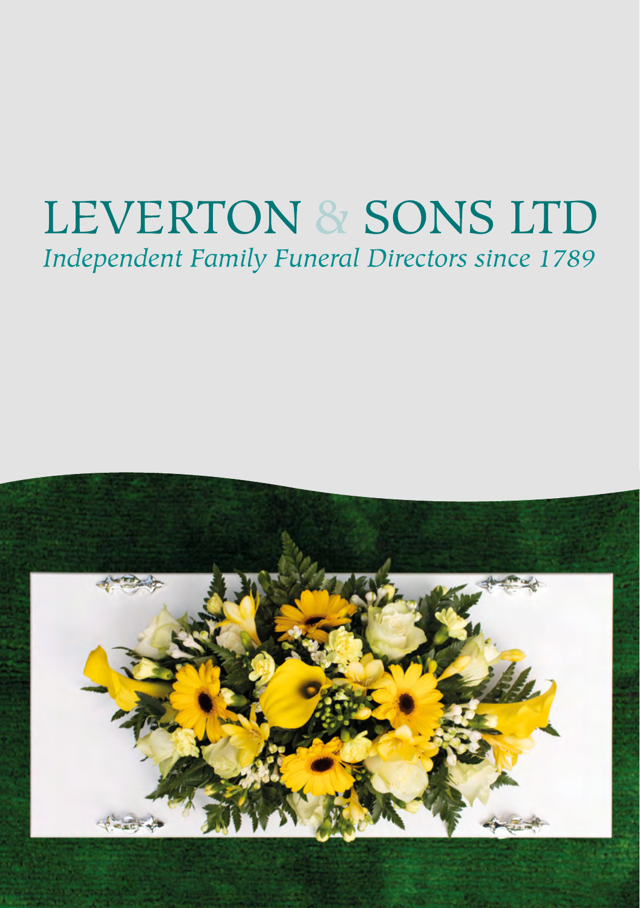# LEVERTON & SONS LTD

*Independent Family Funeral Directors since 1789*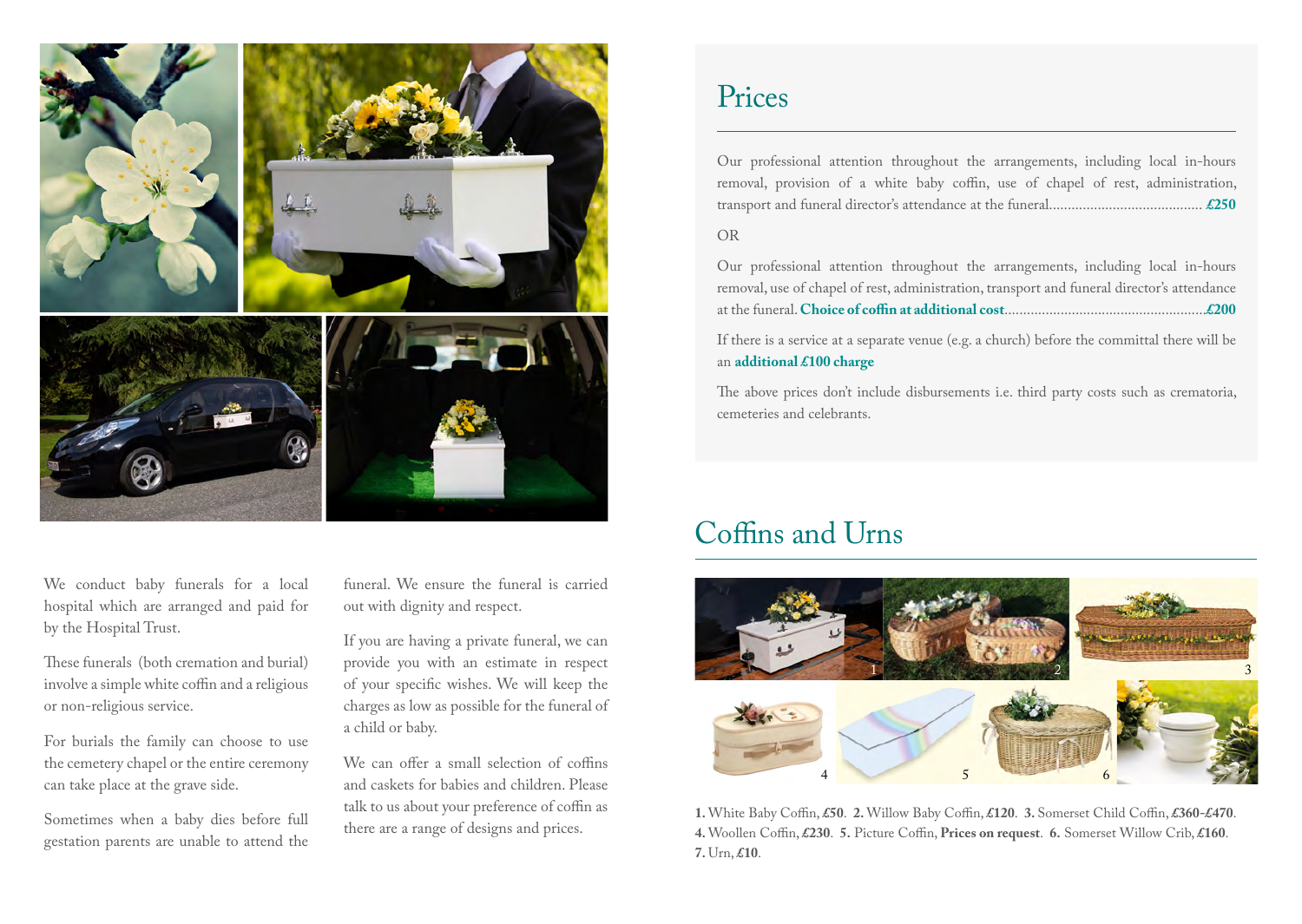We conduct baby funerals for a local hospital which are arranged and paid for by the Hospital Trust.

These funerals (both cremation and burial) involve a simple white coffin and a religious or non-religious service.

For burials the family can choose to use the cemetery chapel or the entire ceremony can take place at the grave side.

Sometimes when a baby dies before full gestation parents are unable to attend the funeral. We ensure the funeral is carried out with dignity and respect.

If you are having a private funeral, we can provide you with an estimate in respect of your specific wishes. We will keep the charges as low as possible for the funeral of a child or baby.

We can offer a small selection of coffins and caskets for babies and children. Please talk to us about your preference of coffin as there are a range of designs and prices.

## Prices

Our professional attention throughout the arrangements, including local in-hours removal, provision of a white baby coffin, use of chapel of rest, administration, transport and funeral director's attendance at the funeral........................................ **£250**

OR

Our professional attention throughout the arrangements, including local in-hours removal, use of chapel of rest, administration, transport and funeral director's attendance at the funeral. **Choice of coffin at additional cost**..................................................... **£200**

If there is a service at a separate venue (e.g. a church) before the committal there will be an **additional £100 charge**

The above prices don't include disbursements i.e. third party costs such as crematoria, cemeteries and celebrants.

## Coffins and Urns

**1.** White Baby Coffin, **£50**. **2.** Willow Baby Coffin, **£120**. **3.** Somerset Child Coffin, **£360-£470**. **4.** Woollen Coffin, **£230**. **5.** Picture Coffin, **Prices on request**. **6.** Somerset Willow Crib, **£160**. **7.** Urn, **£10**.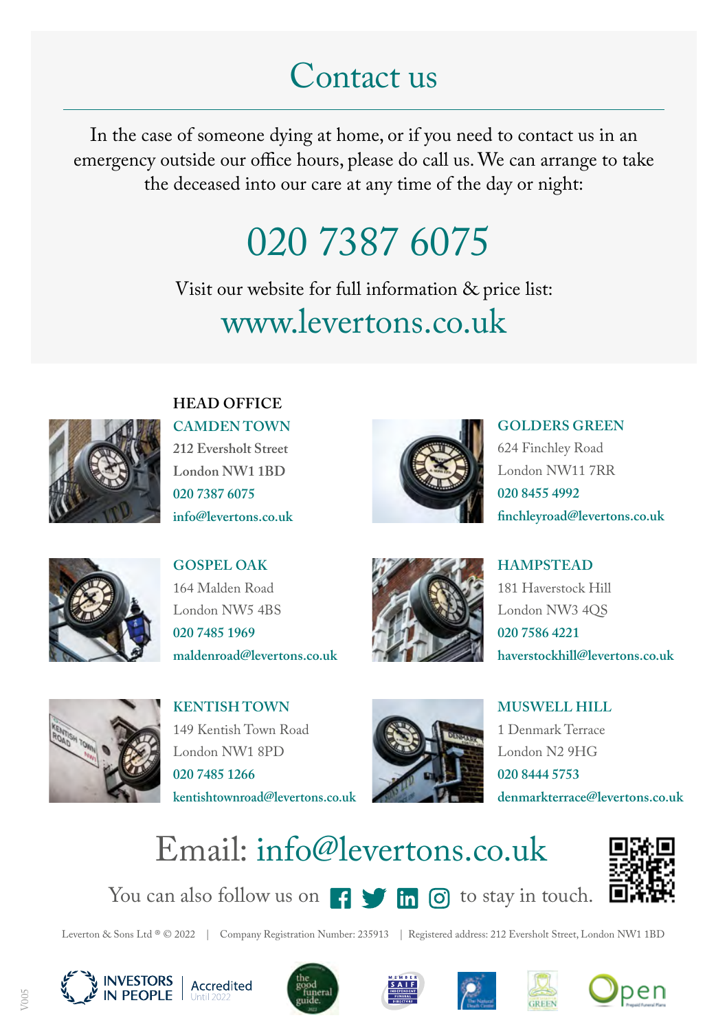# Contact us

In the case of someone dying at home, or if you need to contact us in an emergency outside our office hours, please do call us. We can arrange to take the deceased into our care at any time of the day or night:

## 020 7387 6075

Visit our website for full information & price list:

## www.levertons.co.uk

**HEAD OFFICE**

**CAMDEN TOWN**
212 Eversholt Street
London NW1 1BD
020 7387 6075
info@levertons.co.uk

**GOLDERS GREEN**
624 Finchley Road
London NW11 7RR
020 8455 4992
finchleyroad@levertons.co.uk

**GOSPEL OAK**
164 Malden Road
London NW5 4BS
020 7485 1969
maldenroad@levertons.co.uk

**HAMPSTEAD**
181 Haverstock Hill
London NW3 4QS
020 7586 4221
haverstockhill@levertons.co.uk

**KENTISH TOWN**
149 Kentish Town Road
London NW1 8PD
020 7485 1266
kentishtownroad@levertons.co.uk

**MUSWELL HILL**
1 Denmark Terrace
London N2 9HG
020 8444 5753
denmarkterrace@levertons.co.uk

## Email: info@levertons.co.uk

You can also follow us on to stay in touch.

Leverton & Sons Ltd ® © 2022 | Company Registration Number: 235913 | Registered address: 212 Eversholt Street, London NW1 1BD

INVESTORS IN PEOPLE | Accredited Until 2022

V005